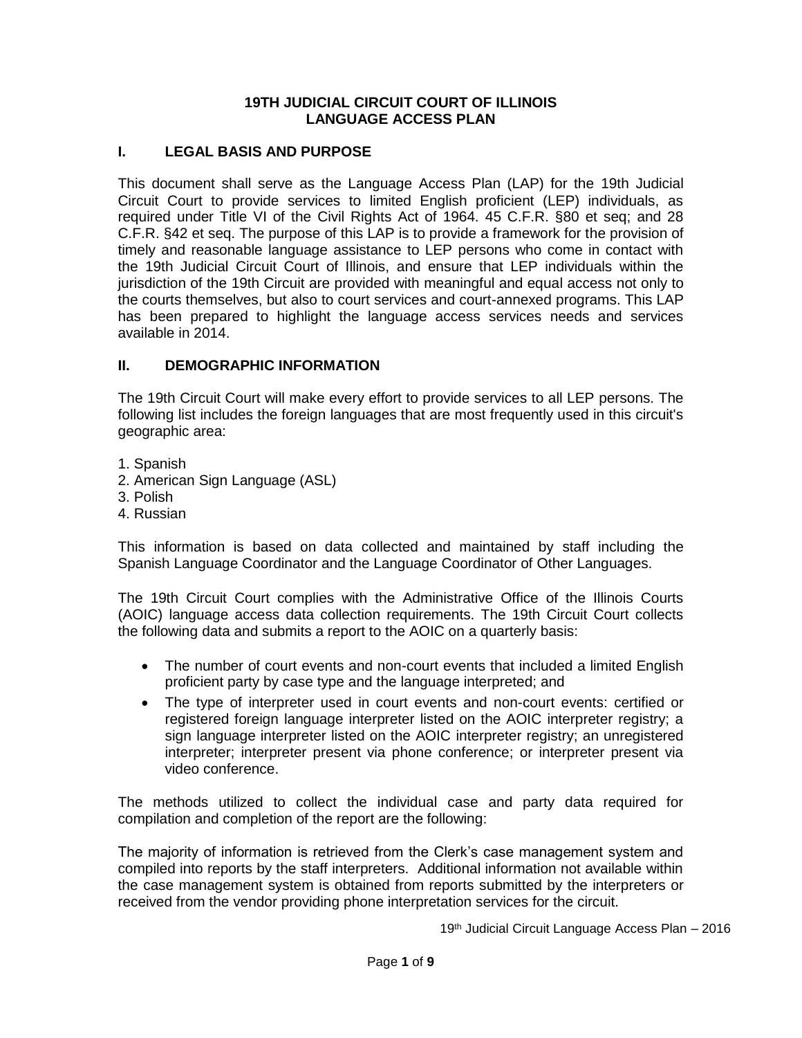# 19TH JUDICIAL CIRCUIT COURT OF ILLINOIS
# LANGUAGE ACCESS PLAN

## I. LEGAL BASIS AND PURPOSE

This document shall serve as the Language Access Plan (LAP) for the 19th Judicial Circuit Court to provide services to limited English proficient (LEP) individuals, as required under Title VI of the Civil Rights Act of 1964. 45 C.F.R. §80 et seq; and 28 C.F.R. §42 et seq. The purpose of this LAP is to provide a framework for the provision of timely and reasonable language assistance to LEP persons who come in contact with the 19th Judicial Circuit Court of Illinois, and ensure that LEP individuals within the jurisdiction of the 19th Circuit are provided with meaningful and equal access not only to the courts themselves, but also to court services and court-annexed programs. This LAP has been prepared to highlight the language access services needs and services available in 2014.

## II. DEMOGRAPHIC INFORMATION

The 19th Circuit Court will make every effort to provide services to all LEP persons. The following list includes the foreign languages that are most frequently used in this circuit's geographic area:

1. Spanish
2. American Sign Language (ASL)
3. Polish
4. Russian

This information is based on data collected and maintained by staff including the Spanish Language Coordinator and the Language Coordinator of Other Languages.

The 19th Circuit Court complies with the Administrative Office of the Illinois Courts (AOIC) language access data collection requirements. The 19th Circuit Court collects the following data and submits a report to the AOIC on a quarterly basis:

- The number of court events and non-court events that included a limited English proficient party by case type and the language interpreted; and
- The type of interpreter used in court events and non-court events: certified or registered foreign language interpreter listed on the AOIC interpreter registry; a sign language interpreter listed on the AOIC interpreter registry; an unregistered interpreter; interpreter present via phone conference; or interpreter present via video conference.

The methods utilized to collect the individual case and party data required for compilation and completion of the report are the following:

The majority of information is retrieved from the Clerk's case management system and compiled into reports by the staff interpreters. Additional information not available within the case management system is obtained from reports submitted by the interpreters or received from the vendor providing phone interpretation services for the circuit.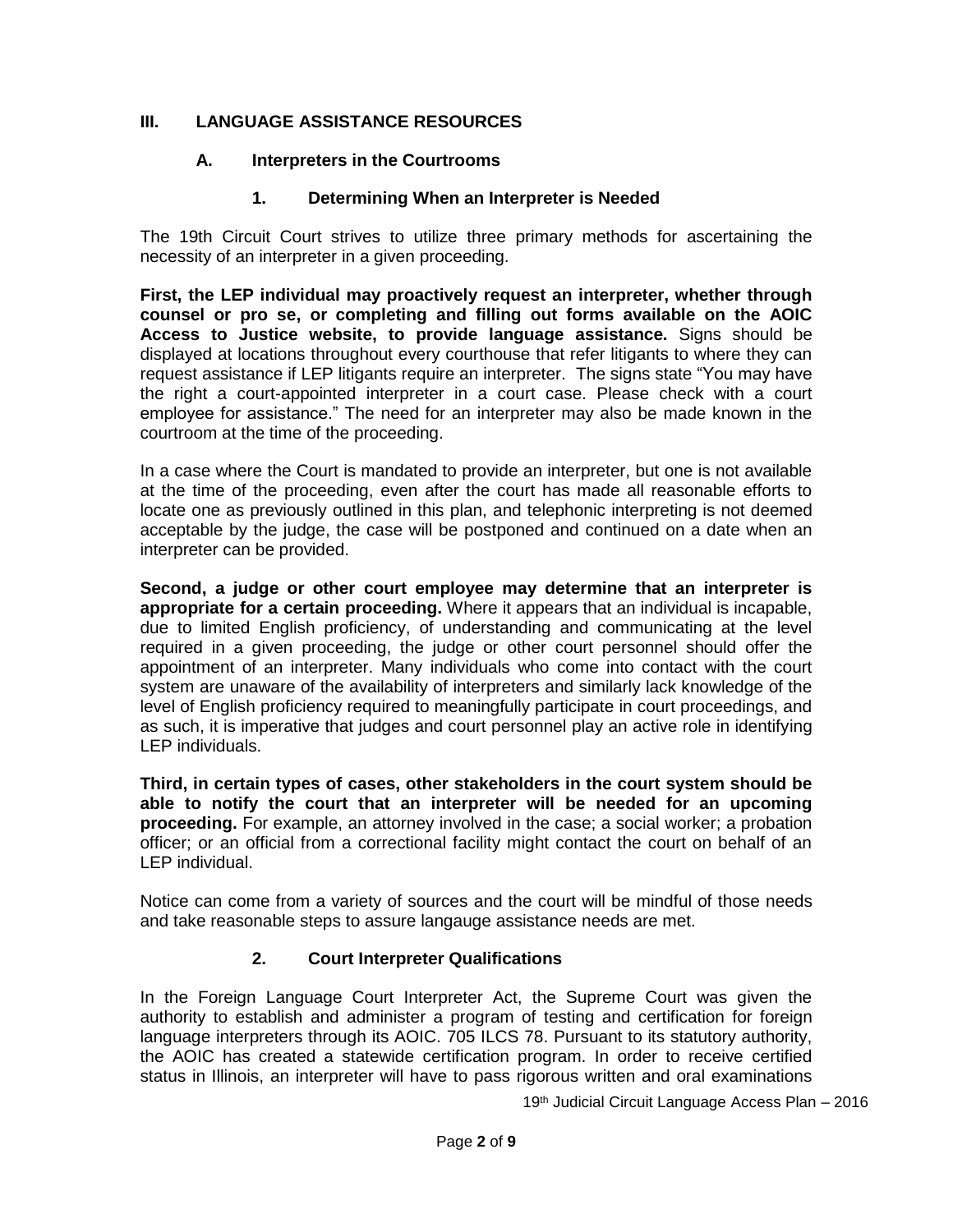# III. LANGUAGE ASSISTANCE RESOURCES

## A. Interpreters in the Courtrooms

### 1. Determining When an Interpreter is Needed

The 19th Circuit Court strives to utilize three primary methods for ascertaining the necessity of an interpreter in a given proceeding.

**First, the LEP individual may proactively request an interpreter, whether through counsel or pro se, or completing and filling out forms available on the AOIC Access to Justice website, to provide language assistance.** Signs should be displayed at locations throughout every courthouse that refer litigants to where they can request assistance if LEP litigants require an interpreter. The signs state "You may have the right a court-appointed interpreter in a court case. Please check with a court employee for assistance." The need for an interpreter may also be made known in the courtroom at the time of the proceeding.

In a case where the Court is mandated to provide an interpreter, but one is not available at the time of the proceeding, even after the court has made all reasonable efforts to locate one as previously outlined in this plan, and telephonic interpreting is not deemed acceptable by the judge, the case will be postponed and continued on a date when an interpreter can be provided.

**Second, a judge or other court employee may determine that an interpreter is appropriate for a certain proceeding.** Where it appears that an individual is incapable, due to limited English proficiency, of understanding and communicating at the level required in a given proceeding, the judge or other court personnel should offer the appointment of an interpreter. Many individuals who come into contact with the court system are unaware of the availability of interpreters and similarly lack knowledge of the level of English proficiency required to meaningfully participate in court proceedings, and as such, it is imperative that judges and court personnel play an active role in identifying LEP individuals.

**Third, in certain types of cases, other stakeholders in the court system should be able to notify the court that an interpreter will be needed for an upcoming proceeding.** For example, an attorney involved in the case; a social worker; a probation officer; or an official from a correctional facility might contact the court on behalf of an LEP individual.

Notice can come from a variety of sources and the court will be mindful of those needs and take reasonable steps to assure langauge assistance needs are met.

### 2. Court Interpreter Qualifications

In the Foreign Language Court Interpreter Act, the Supreme Court was given the authority to establish and administer a program of testing and certification for foreign language interpreters through its AOIC. 705 ILCS 78. Pursuant to its statutory authority, the AOIC has created a statewide certification program. In order to receive certified status in Illinois, an interpreter will have to pass rigorous written and oral examinations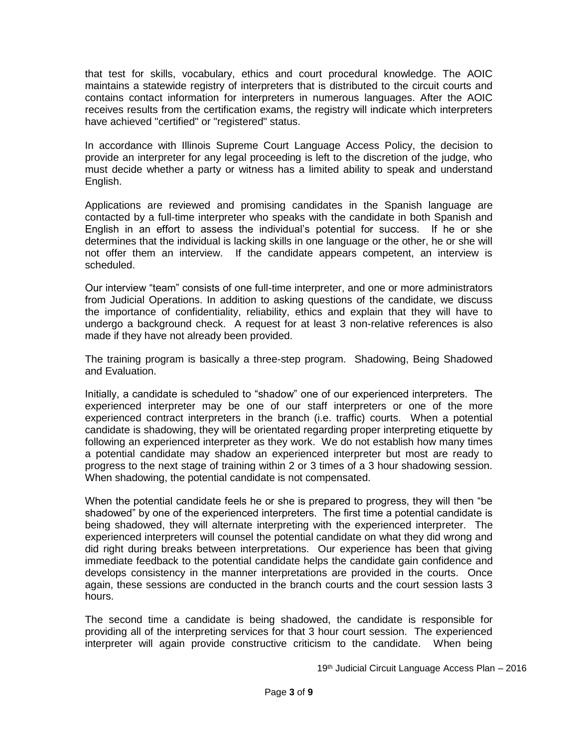that test for skills, vocabulary, ethics and court procedural knowledge. The AOIC maintains a statewide registry of interpreters that is distributed to the circuit courts and contains contact information for interpreters in numerous languages. After the AOIC receives results from the certification exams, the registry will indicate which interpreters have achieved "certified" or "registered" status.

In accordance with Illinois Supreme Court Language Access Policy, the decision to provide an interpreter for any legal proceeding is left to the discretion of the judge, who must decide whether a party or witness has a limited ability to speak and understand English.

Applications are reviewed and promising candidates in the Spanish language are contacted by a full-time interpreter who speaks with the candidate in both Spanish and English in an effort to assess the individual's potential for success. If he or she determines that the individual is lacking skills in one language or the other, he or she will not offer them an interview. If the candidate appears competent, an interview is scheduled.

Our interview "team" consists of one full-time interpreter, and one or more administrators from Judicial Operations. In addition to asking questions of the candidate, we discuss the importance of confidentiality, reliability, ethics and explain that they will have to undergo a background check. A request for at least 3 non-relative references is also made if they have not already been provided.

The training program is basically a three-step program. Shadowing, Being Shadowed and Evaluation.

Initially, a candidate is scheduled to "shadow" one of our experienced interpreters. The experienced interpreter may be one of our staff interpreters or one of the more experienced contract interpreters in the branch (i.e. traffic) courts. When a potential candidate is shadowing, they will be orientated regarding proper interpreting etiquette by following an experienced interpreter as they work. We do not establish how many times a potential candidate may shadow an experienced interpreter but most are ready to progress to the next stage of training within 2 or 3 times of a 3 hour shadowing session. When shadowing, the potential candidate is not compensated.

When the potential candidate feels he or she is prepared to progress, they will then "be shadowed" by one of the experienced interpreters. The first time a potential candidate is being shadowed, they will alternate interpreting with the experienced interpreter. The experienced interpreters will counsel the potential candidate on what they did wrong and did right during breaks between interpretations. Our experience has been that giving immediate feedback to the potential candidate helps the candidate gain confidence and develops consistency in the manner interpretations are provided in the courts. Once again, these sessions are conducted in the branch courts and the court session lasts 3 hours.

The second time a candidate is being shadowed, the candidate is responsible for providing all of the interpreting services for that 3 hour court session. The experienced interpreter will again provide constructive criticism to the candidate. When being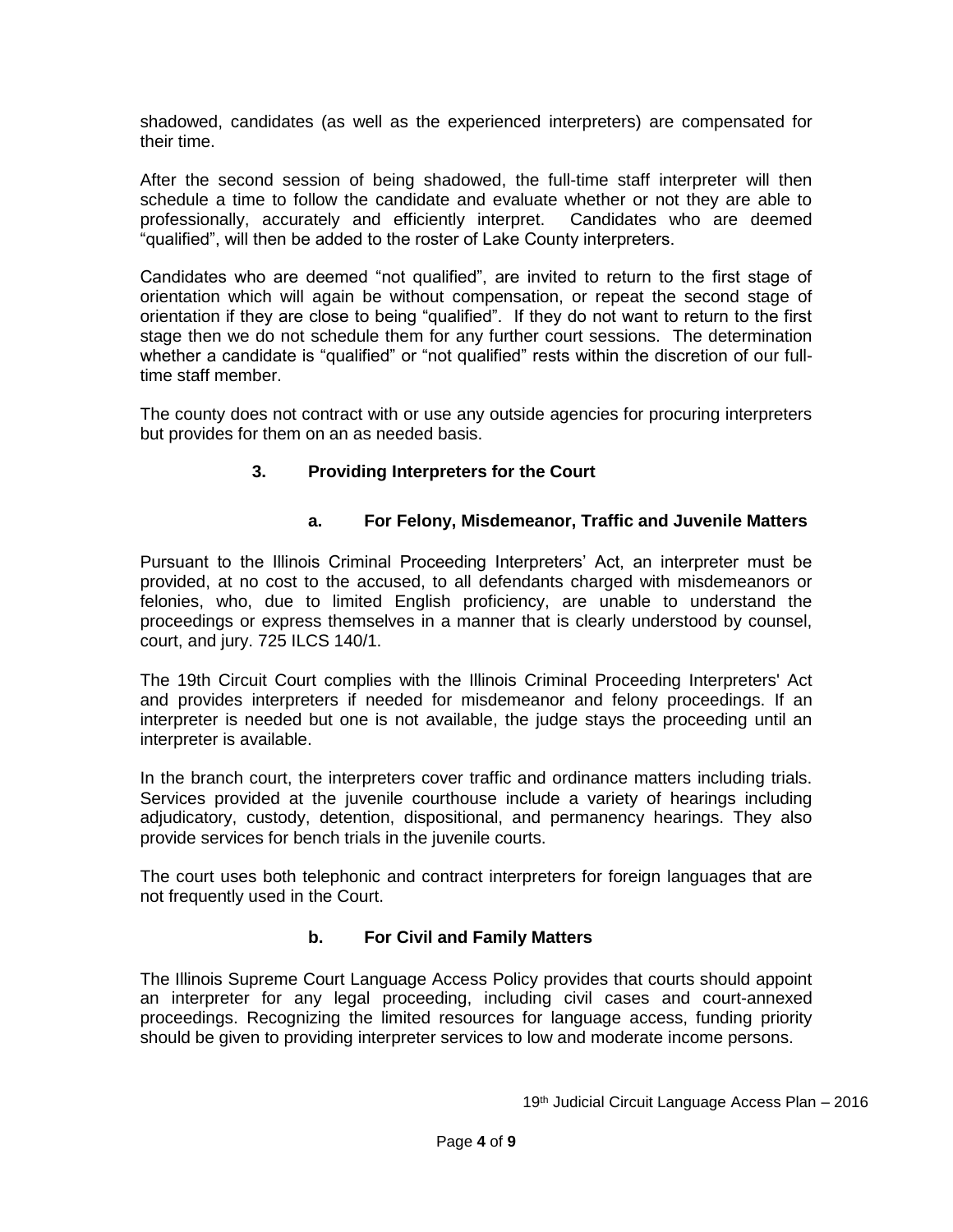shadowed, candidates (as well as the experienced interpreters) are compensated for their time.

After the second session of being shadowed, the full-time staff interpreter will then schedule a time to follow the candidate and evaluate whether or not they are able to professionally, accurately and efficiently interpret. Candidates who are deemed "qualified", will then be added to the roster of Lake County interpreters.

Candidates who are deemed "not qualified", are invited to return to the first stage of orientation which will again be without compensation, or repeat the second stage of orientation if they are close to being "qualified". If they do not want to return to the first stage then we do not schedule them for any further court sessions. The determination whether a candidate is "qualified" or "not qualified" rests within the discretion of our full-time staff member.

The county does not contract with or use any outside agencies for procuring interpreters but provides for them on an as needed basis.

### 3. Providing Interpreters for the Court

#### a. For Felony, Misdemeanor, Traffic and Juvenile Matters

Pursuant to the Illinois Criminal Proceeding Interpreters' Act, an interpreter must be provided, at no cost to the accused, to all defendants charged with misdemeanors or felonies, who, due to limited English proficiency, are unable to understand the proceedings or express themselves in a manner that is clearly understood by counsel, court, and jury. 725 ILCS 140/1.

The 19th Circuit Court complies with the Illinois Criminal Proceeding Interpreters' Act and provides interpreters if needed for misdemeanor and felony proceedings. If an interpreter is needed but one is not available, the judge stays the proceeding until an interpreter is available.

In the branch court, the interpreters cover traffic and ordinance matters including trials. Services provided at the juvenile courthouse include a variety of hearings including adjudicatory, custody, detention, dispositional, and permanency hearings. They also provide services for bench trials in the juvenile courts.

The court uses both telephonic and contract interpreters for foreign languages that are not frequently used in the Court.

#### b. For Civil and Family Matters

The Illinois Supreme Court Language Access Policy provides that courts should appoint an interpreter for any legal proceeding, including civil cases and court-annexed proceedings. Recognizing the limited resources for language access, funding priority should be given to providing interpreter services to low and moderate income persons.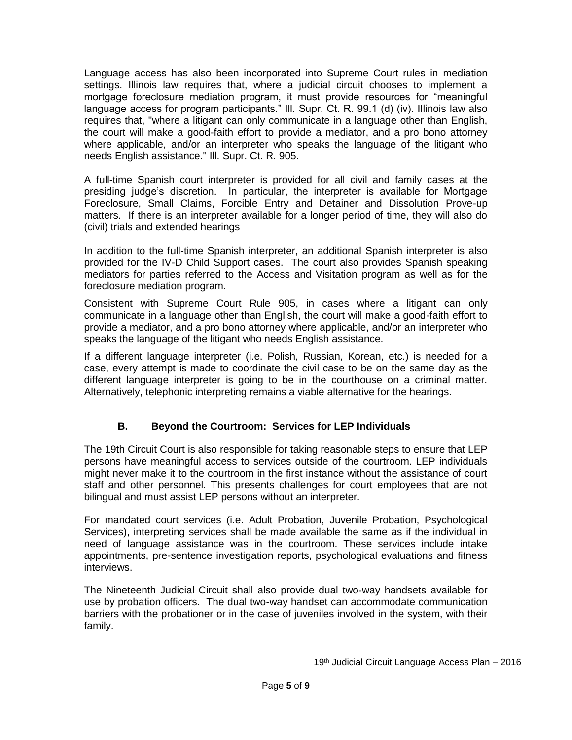Language access has also been incorporated into Supreme Court rules in mediation settings. Illinois law requires that, where a judicial circuit chooses to implement a mortgage foreclosure mediation program, it must provide resources for "meaningful language access for program participants." Ill. Supr. Ct. R. 99.1 (d) (iv). Illinois law also requires that, "where a litigant can only communicate in a language other than English, the court will make a good-faith effort to provide a mediator, and a pro bono attorney where applicable, and/or an interpreter who speaks the language of the litigant who needs English assistance." Ill. Supr. Ct. R. 905.

A full-time Spanish court interpreter is provided for all civil and family cases at the presiding judge's discretion. In particular, the interpreter is available for Mortgage Foreclosure, Small Claims, Forcible Entry and Detainer and Dissolution Prove-up matters. If there is an interpreter available for a longer period of time, they will also do (civil) trials and extended hearings

In addition to the full-time Spanish interpreter, an additional Spanish interpreter is also provided for the IV-D Child Support cases. The court also provides Spanish speaking mediators for parties referred to the Access and Visitation program as well as for the foreclosure mediation program.

Consistent with Supreme Court Rule 905, in cases where a litigant can only communicate in a language other than English, the court will make a good-faith effort to provide a mediator, and a pro bono attorney where applicable, and/or an interpreter who speaks the language of the litigant who needs English assistance.

If a different language interpreter (i.e. Polish, Russian, Korean, etc.) is needed for a case, every attempt is made to coordinate the civil case to be on the same day as the different language interpreter is going to be in the courthouse on a criminal matter. Alternatively, telephonic interpreting remains a viable alternative for the hearings.

### B. Beyond the Courtroom: Services for LEP Individuals

The 19th Circuit Court is also responsible for taking reasonable steps to ensure that LEP persons have meaningful access to services outside of the courtroom. LEP individuals might never make it to the courtroom in the first instance without the assistance of court staff and other personnel. This presents challenges for court employees that are not bilingual and must assist LEP persons without an interpreter.

For mandated court services (i.e. Adult Probation, Juvenile Probation, Psychological Services), interpreting services shall be made available the same as if the individual in need of language assistance was in the courtroom. These services include intake appointments, pre-sentence investigation reports, psychological evaluations and fitness interviews.

The Nineteenth Judicial Circuit shall also provide dual two-way handsets available for use by probation officers. The dual two-way handset can accommodate communication barriers with the probationer or in the case of juveniles involved in the system, with their family.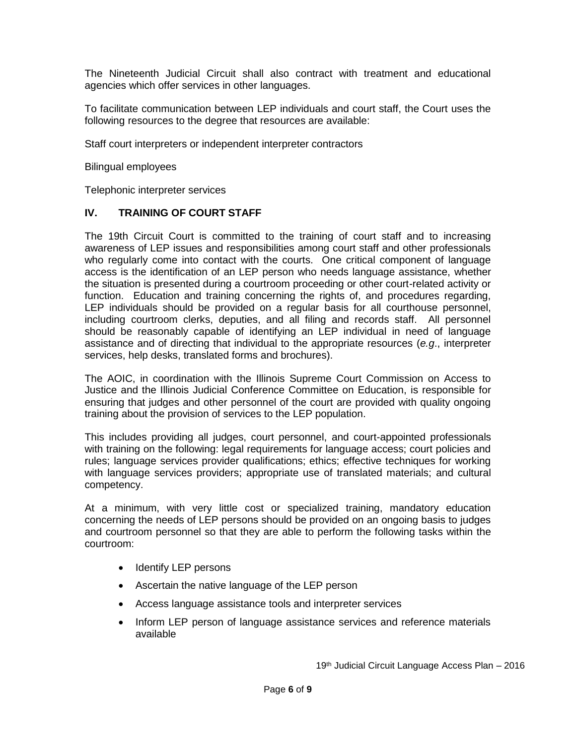The Nineteenth Judicial Circuit shall also contract with treatment and educational agencies which offer services in other languages.

To facilitate communication between LEP individuals and court staff, the Court uses the following resources to the degree that resources are available:

Staff court interpreters or independent interpreter contractors

Bilingual employees

Telephonic interpreter services

## IV. TRAINING OF COURT STAFF

The 19th Circuit Court is committed to the training of court staff and to increasing awareness of LEP issues and responsibilities among court staff and other professionals who regularly come into contact with the courts. One critical component of language access is the identification of an LEP person who needs language assistance, whether the situation is presented during a courtroom proceeding or other court-related activity or function. Education and training concerning the rights of, and procedures regarding, LEP individuals should be provided on a regular basis for all courthouse personnel, including courtroom clerks, deputies, and all filing and records staff. All personnel should be reasonably capable of identifying an LEP individual in need of language assistance and of directing that individual to the appropriate resources (*e.g*., interpreter services, help desks, translated forms and brochures).

The AOIC, in coordination with the Illinois Supreme Court Commission on Access to Justice and the Illinois Judicial Conference Committee on Education, is responsible for ensuring that judges and other personnel of the court are provided with quality ongoing training about the provision of services to the LEP population.

This includes providing all judges, court personnel, and court-appointed professionals with training on the following: legal requirements for language access; court policies and rules; language services provider qualifications; ethics; effective techniques for working with language services providers; appropriate use of translated materials; and cultural competency.

At a minimum, with very little cost or specialized training, mandatory education concerning the needs of LEP persons should be provided on an ongoing basis to judges and courtroom personnel so that they are able to perform the following tasks within the courtroom:

- Identify LEP persons
- Ascertain the native language of the LEP person
- Access language assistance tools and interpreter services
- Inform LEP person of language assistance services and reference materials available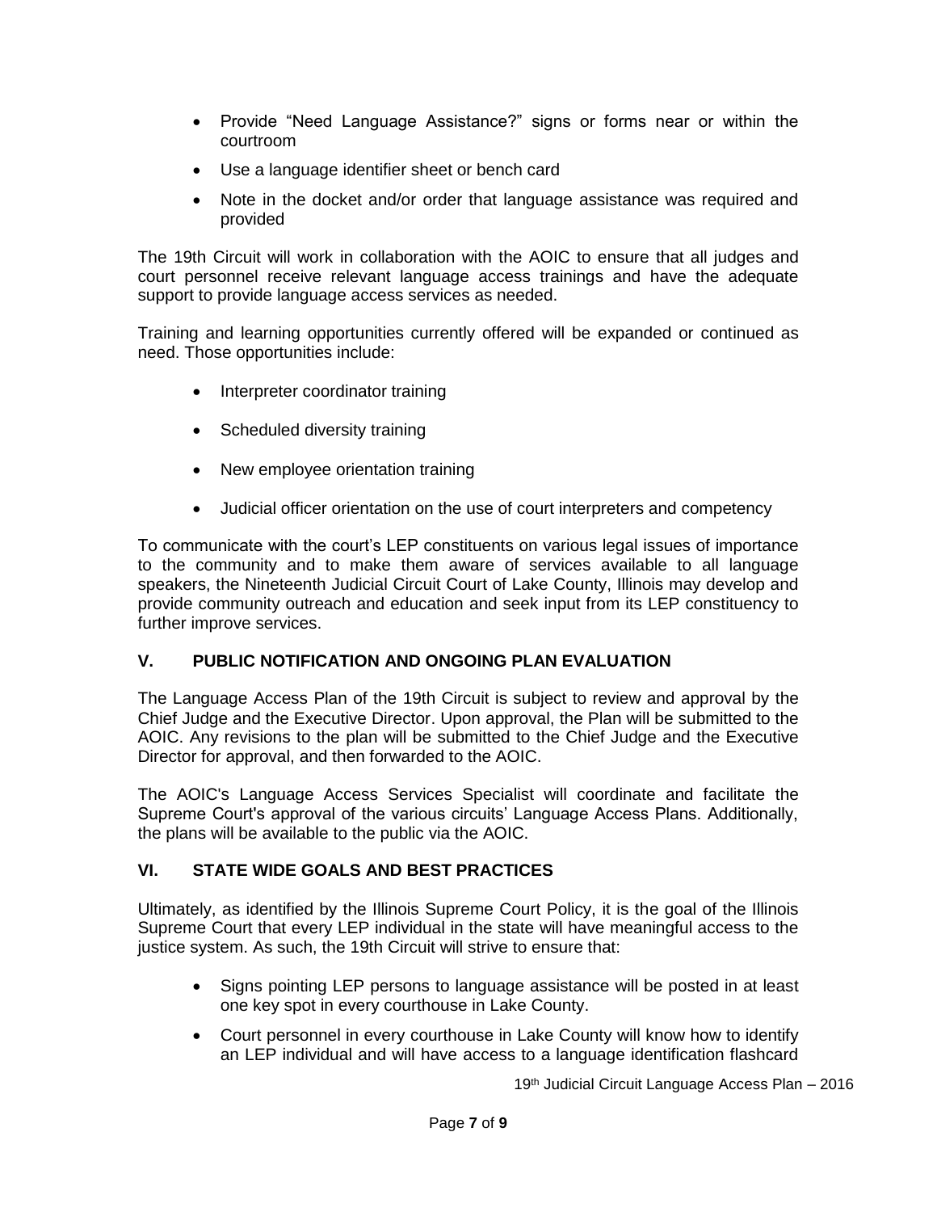- Provide "Need Language Assistance?" signs or forms near or within the courtroom
- Use a language identifier sheet or bench card
- Note in the docket and/or order that language assistance was required and provided

The 19th Circuit will work in collaboration with the AOIC to ensure that all judges and court personnel receive relevant language access trainings and have the adequate support to provide language access services as needed.

Training and learning opportunities currently offered will be expanded or continued as need. Those opportunities include:

- Interpreter coordinator training
- Scheduled diversity training
- New employee orientation training
- Judicial officer orientation on the use of court interpreters and competency

To communicate with the court's LEP constituents on various legal issues of importance to the community and to make them aware of services available to all language speakers, the Nineteenth Judicial Circuit Court of Lake County, Illinois may develop and provide community outreach and education and seek input from its LEP constituency to further improve services.

## V. PUBLIC NOTIFICATION AND ONGOING PLAN EVALUATION

The Language Access Plan of the 19th Circuit is subject to review and approval by the Chief Judge and the Executive Director. Upon approval, the Plan will be submitted to the AOIC. Any revisions to the plan will be submitted to the Chief Judge and the Executive Director for approval, and then forwarded to the AOIC.

The AOIC's Language Access Services Specialist will coordinate and facilitate the Supreme Court's approval of the various circuits' Language Access Plans. Additionally, the plans will be available to the public via the AOIC.

## VI. STATE WIDE GOALS AND BEST PRACTICES

Ultimately, as identified by the Illinois Supreme Court Policy, it is the goal of the Illinois Supreme Court that every LEP individual in the state will have meaningful access to the justice system. As such, the 19th Circuit will strive to ensure that:

- Signs pointing LEP persons to language assistance will be posted in at least one key spot in every courthouse in Lake County.
- Court personnel in every courthouse in Lake County will know how to identify an LEP individual and will have access to a language identification flashcard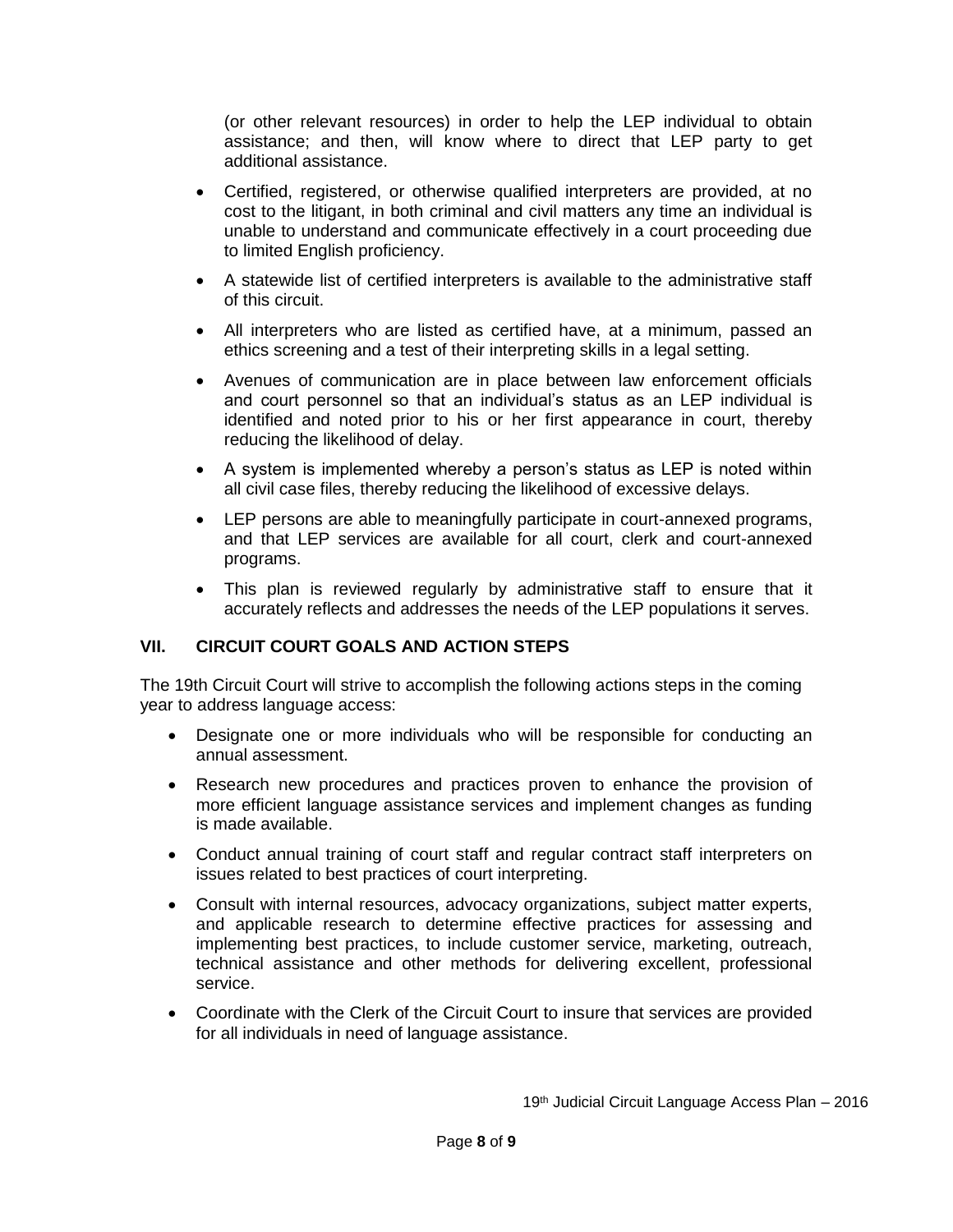(or other relevant resources) in order to help the LEP individual to obtain assistance; and then, will know where to direct that LEP party to get additional assistance.

- Certified, registered, or otherwise qualified interpreters are provided, at no cost to the litigant, in both criminal and civil matters any time an individual is unable to understand and communicate effectively in a court proceeding due to limited English proficiency.
- A statewide list of certified interpreters is available to the administrative staff of this circuit.
- All interpreters who are listed as certified have, at a minimum, passed an ethics screening and a test of their interpreting skills in a legal setting.
- Avenues of communication are in place between law enforcement officials and court personnel so that an individual's status as an LEP individual is identified and noted prior to his or her first appearance in court, thereby reducing the likelihood of delay.
- A system is implemented whereby a person's status as LEP is noted within all civil case files, thereby reducing the likelihood of excessive delays.
- LEP persons are able to meaningfully participate in court-annexed programs, and that LEP services are available for all court, clerk and court-annexed programs.
- This plan is reviewed regularly by administrative staff to ensure that it accurately reflects and addresses the needs of the LEP populations it serves.

## VII. CIRCUIT COURT GOALS AND ACTION STEPS

The 19th Circuit Court will strive to accomplish the following actions steps in the coming year to address language access:

- Designate one or more individuals who will be responsible for conducting an annual assessment.
- Research new procedures and practices proven to enhance the provision of more efficient language assistance services and implement changes as funding is made available.
- Conduct annual training of court staff and regular contract staff interpreters on issues related to best practices of court interpreting.
- Consult with internal resources, advocacy organizations, subject matter experts, and applicable research to determine effective practices for assessing and implementing best practices, to include customer service, marketing, outreach, technical assistance and other methods for delivering excellent, professional service.
- Coordinate with the Clerk of the Circuit Court to insure that services are provided for all individuals in need of language assistance.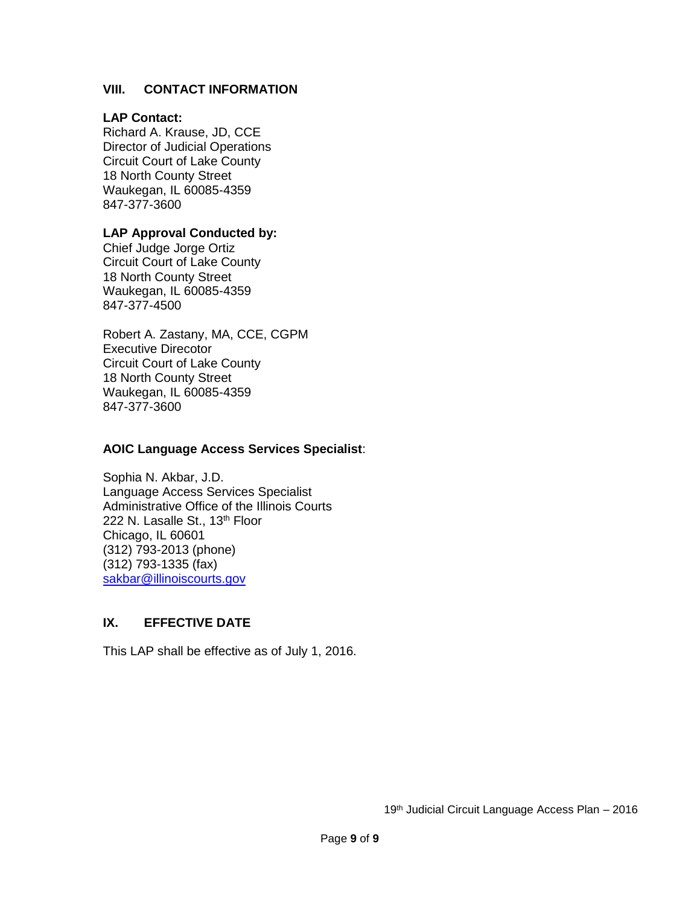## VIII. CONTACT INFORMATION

**LAP Contact:**
Richard A. Krause, JD, CCE
Director of Judicial Operations
Circuit Court of Lake County
18 North County Street
Waukegan, IL 60085-4359
847-377-3600

**LAP Approval Conducted by:**
Chief Judge Jorge Ortiz
Circuit Court of Lake County
18 North County Street
Waukegan, IL 60085-4359
847-377-4500

Robert A. Zastany, MA, CCE, CGPM
Executive Direcotor
Circuit Court of Lake County
18 North County Street
Waukegan, IL 60085-4359
847-377-3600

**AOIC Language Access Services Specialist**:

Sophia N. Akbar, J.D.
Language Access Services Specialist
Administrative Office of the Illinois Courts
222 N. Lasalle St., 13th Floor
Chicago, IL 60601
(312) 793-2013 (phone)
(312) 793-1335 (fax)
sakbar@illinoiscourts.gov

## IX. EFFECTIVE DATE

This LAP shall be effective as of July 1, 2016.